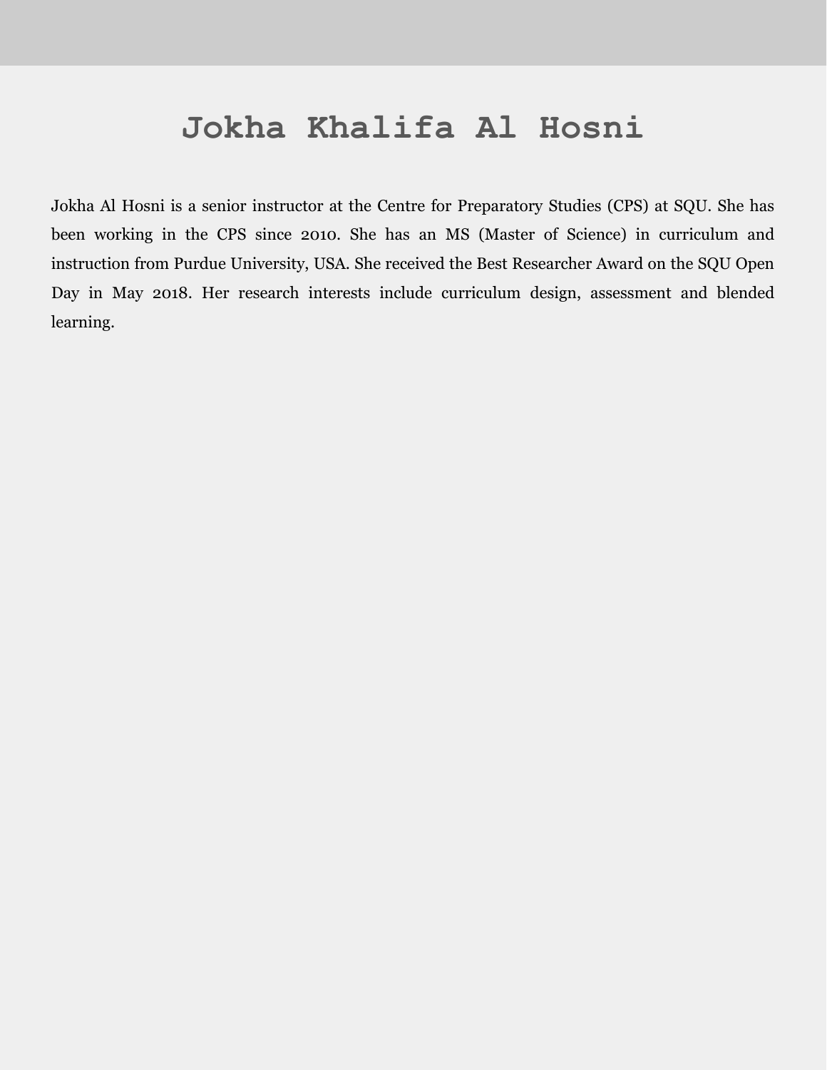# Jokha Khalifa Al Hosni

Jokha Al Hosni is a senior instructor at the Centre for Preparatory Studies (CPS) at SQU. She has been working in the CPS since 2010. She has an MS (Master of Science) in curriculum and instruction from Purdue University, USA. She received the Best Researcher Award on the SQU Open Day in May 2018. Her research interests include curriculum design, assessment and blended learning.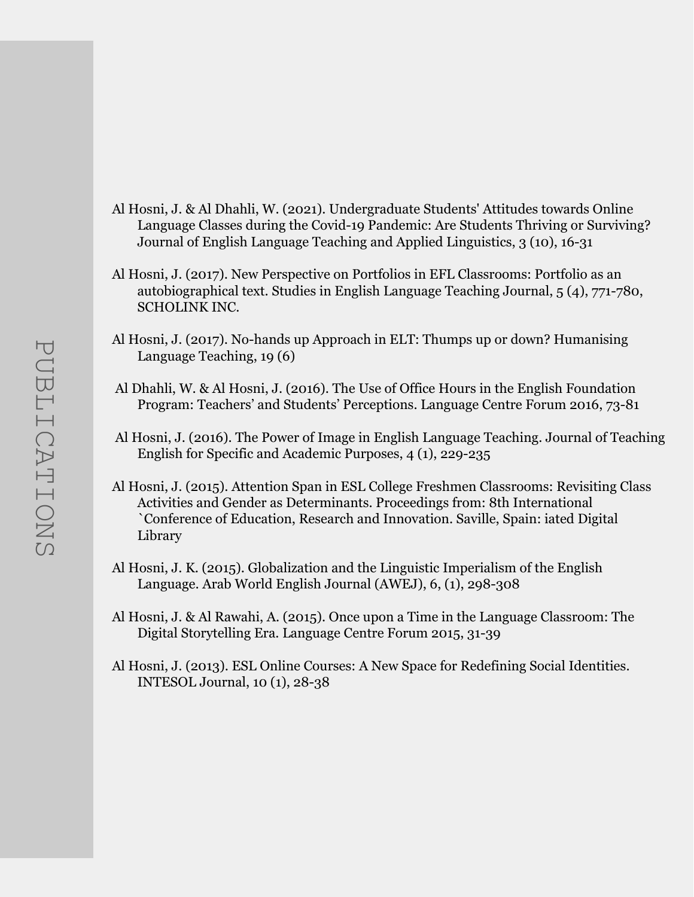# PUBLICATIONS

Al Hosni, J. & Al Dhahli, W. (2021). Undergraduate Students' Attitudes towards Online Language Classes during the Covid-19 Pandemic: Are Students Thriving or Surviving? Journal of English Language Teaching and Applied Linguistics, 3 (10), 16-31

Al Hosni, J. (2017). New Perspective on Portfolios in EFL Classrooms: Portfolio as an autobiographical text. Studies in English Language Teaching Journal, 5 (4), 771-780, SCHOLINK INC.

Al Hosni, J. (2017). No-hands up Approach in ELT: Thumps up or down? Humanising Language Teaching, 19 (6)

Al Dhahli, W. & Al Hosni, J. (2016). The Use of Office Hours in the English Foundation Program: Teachers' and Students' Perceptions. Language Centre Forum 2016, 73-81

Al Hosni, J. (2016). The Power of Image in English Language Teaching. Journal of Teaching English for Specific and Academic Purposes, 4 (1), 229-235

Al Hosni, J. (2015). Attention Span in ESL College Freshmen Classrooms: Revisiting Class Activities and Gender as Determinants. Proceedings from: 8th International `Conference of Education, Research and Innovation. Saville, Spain: iated Digital Library

Al Hosni, J. K. (2015). Globalization and the Linguistic Imperialism of the English Language. Arab World English Journal (AWEJ), 6, (1), 298-308

Al Hosni, J. & Al Rawahi, A. (2015). Once upon a Time in the Language Classroom: The Digital Storytelling Era. Language Centre Forum 2015, 31-39

Al Hosni, J. (2013). ESL Online Courses: A New Space for Redefining Social Identities. INTESOL Journal, 10 (1), 28-38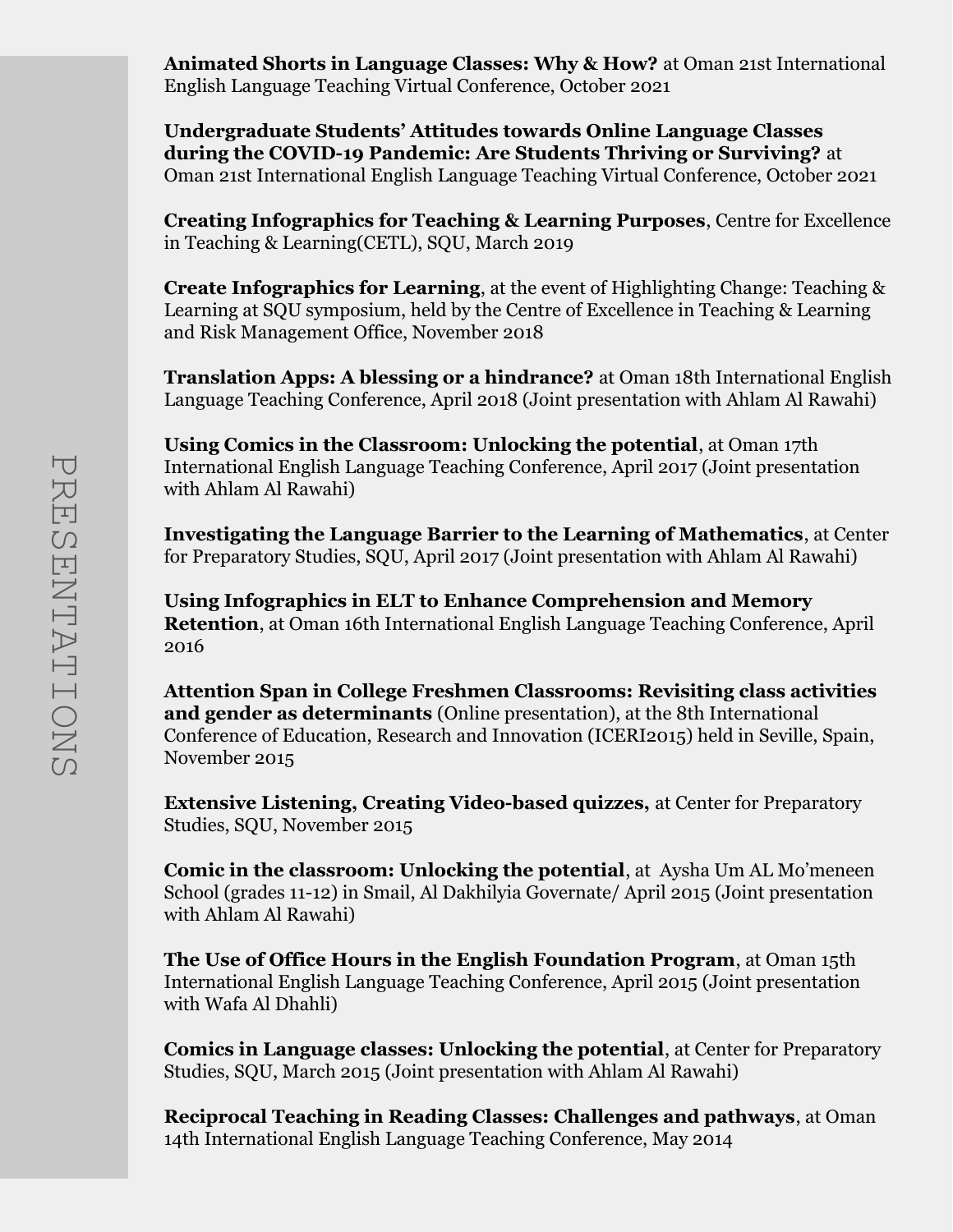## PRESENTATIONS

**Animated Shorts in Language Classes: Why & How?** at Oman 21st International English Language Teaching Virtual Conference, October 2021

**Undergraduate Students' Attitudes towards Online Language Classes during the COVID-19 Pandemic: Are Students Thriving or Surviving?** at Oman 21st International English Language Teaching Virtual Conference, October 2021

**Creating Infographics for Teaching & Learning Purposes**, Centre for Excellence in Teaching & Learning(CETL), SQU, March 2019

**Create Infographics for Learning**, at the event of Highlighting Change: Teaching & Learning at SQU symposium, held by the Centre of Excellence in Teaching & Learning and Risk Management Office, November 2018

**Translation Apps: A blessing or a hindrance?** at Oman 18th International English Language Teaching Conference, April 2018 (Joint presentation with Ahlam Al Rawahi)

**Using Comics in the Classroom: Unlocking the potential**, at Oman 17th International English Language Teaching Conference, April 2017 (Joint presentation with Ahlam Al Rawahi)

**Investigating the Language Barrier to the Learning of Mathematics**, at Center for Preparatory Studies, SQU, April 2017 (Joint presentation with Ahlam Al Rawahi)

**Using Infographics in ELT to Enhance Comprehension and Memory Retention**, at Oman 16th International English Language Teaching Conference, April 2016

**Attention Span in College Freshmen Classrooms: Revisiting class activities and gender as determinants** (Online presentation), at the 8th International Conference of Education, Research and Innovation (ICERI2015) held in Seville, Spain, November 2015

**Extensive Listening, Creating Video-based quizzes,** at Center for Preparatory Studies, SQU, November 2015

**Comic in the classroom: Unlocking the potential**, at Aysha Um AL Mo'meneen School (grades 11-12) in Smail, Al Dakhilyia Governate/ April 2015 (Joint presentation with Ahlam Al Rawahi)

**The Use of Office Hours in the English Foundation Program**, at Oman 15th International English Language Teaching Conference, April 2015 (Joint presentation with Wafa Al Dhahli)

**Comics in Language classes: Unlocking the potential**, at Center for Preparatory Studies, SQU, March 2015 (Joint presentation with Ahlam Al Rawahi)

**Reciprocal Teaching in Reading Classes: Challenges and pathways**, at Oman 14th International English Language Teaching Conference, May 2014